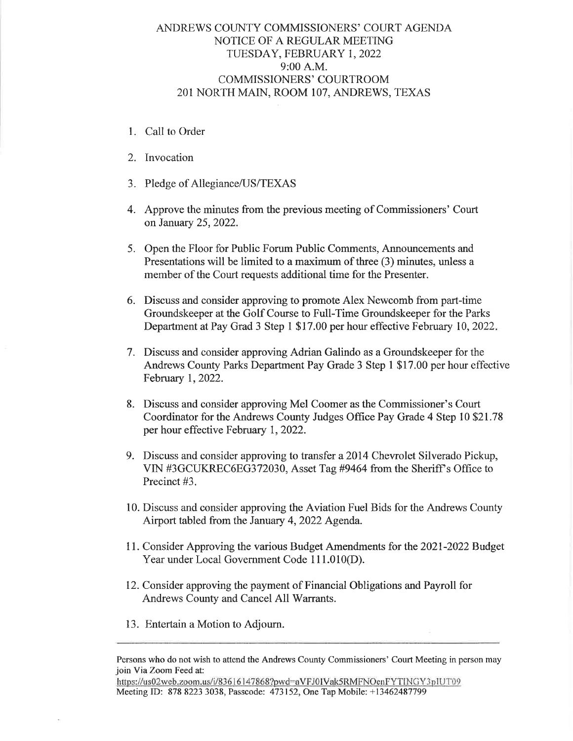# ANDREWS COUNTY COMMISSIONERS' COURT AGENDA
## NOTICE OF A REGULAR MEETING
## TUESDAY, FEBRUARY 1, 2022
## 9:00 A.M.
## COMMISSIONERS' COURTROOM
## 201 NORTH MAIN, ROOM 107, ANDREWS, TEXAS

1. Call to Order

2. Invocation

3. Pledge of Allegiance/US/TEXAS

4. Approve the minutes from the previous meeting of Commissioners' Court on January 25, 2022.

5. Open the Floor for Public Forum Public Comments, Announcements and Presentations will be limited to a maximum of three (3) minutes, unless a member of the Court requests additional time for the Presenter.

6. Discuss and consider approving to promote Alex Newcomb from part-time Groundskeeper at the Golf Course to Full-Time Groundskeeper for the Parks Department at Pay Grad 3 Step 1 $17.00 per hour effective February 10, 2022.

7. Discuss and consider approving Adrian Galindo as a Groundskeeper for the Andrews County Parks Department Pay Grade 3 Step 1 $17.00 per hour effective February 1, 2022.

8. Discuss and consider approving Mel Coomer as the Commissioner's Court Coordinator for the Andrews County Judges Office Pay Grade 4 Step 10 $21.78 per hour effective February 1, 2022.

9. Discuss and consider approving to transfer a 2014 Chevrolet Silverado Pickup, VIN #3GCUKREC6EG372030, Asset Tag #9464 from the Sheriff's Office to Precinct #3.

10. Discuss and consider approving the Aviation Fuel Bids for the Andrews County Airport tabled from the January 4, 2022 Agenda.

11. Consider Approving the various Budget Amendments for the 2021-2022 Budget Year under Local Government Code 111.010(D).

12. Consider approving the payment of Financial Obligations and Payroll for Andrews County and Cancel All Warrants.

13. Entertain a Motion to Adjourn.

---

Persons who do not wish to attend the Andrews County Commissioners' Court Meeting in person may join Via Zoom Feed at:
https://us02web.zoom.us/j/83616147868?pwd=aVFJ0IVak5RMFNOenFYTINGY3pIUT09
Meeting ID: 878 8223 3038, Passcode: 473152, One Tap Mobile: +13462487799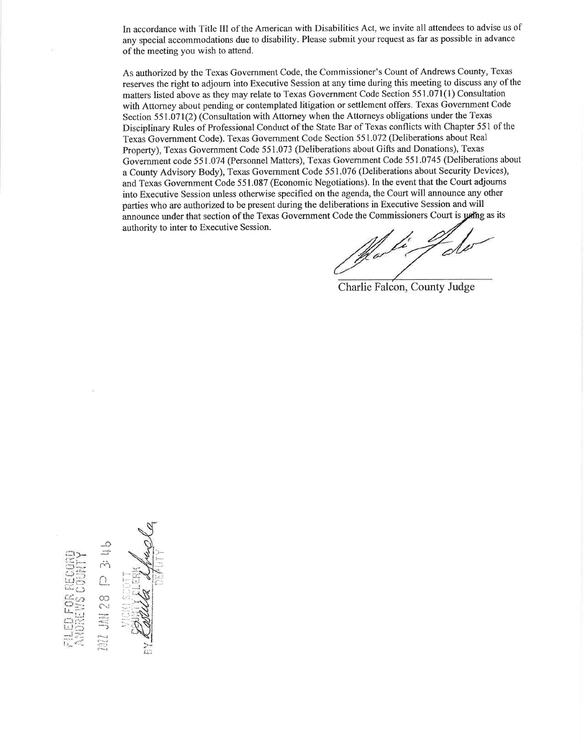In accordance with Title III of the American with Disabilities Act, we invite all attendees to advise us of any special accommodations due to disability. Please submit your request as far as possible in advance of the meeting you wish to attend.

As authorized by the Texas Government Code, the Commissioner's Count of Andrews County, Texas reserves the right to adjourn into Executive Session at any time during this meeting to discuss any of the matters listed above as they may relate to Texas Government Code Section 551.071(1) Consultation with Attorney about pending or contemplated litigation or settlement offers. Texas Government Code Section 551.071(2) (Consultation with Attorney when the Attorneys obligations under the Texas Disciplinary Rules of Professional Conduct of the State Bar of Texas conflicts with Chapter 551 of the Texas Government Code). Texas Government Code Section 551.072 (Deliberations about Real Property), Texas Government Code 551.073 (Deliberations about Gifts and Donations), Texas Government code 551.074 (Personnel Matters), Texas Government Code 551.0745 (Deliberations about a County Advisory Body), Texas Government Code 551.076 (Deliberations about Security Devices), and Texas Government Code 551.087 (Economic Negotiations). In the event that the Court adjourns into Executive Session unless otherwise specified on the agenda, the Court will announce any other parties who are authorized to be present during the deliberations in Executive Session and will announce under that section of the Texas Government Code the Commissioners Court is using as its authority to inter to Executive Session.

Charlie Falcon, County Judge

FILED FOR RECORD
ANDREWS COUNTY

2022 JAN 28 P 3:46

VICKI SCOTT
COUNTY CLERK
BY ______ DEPUTY